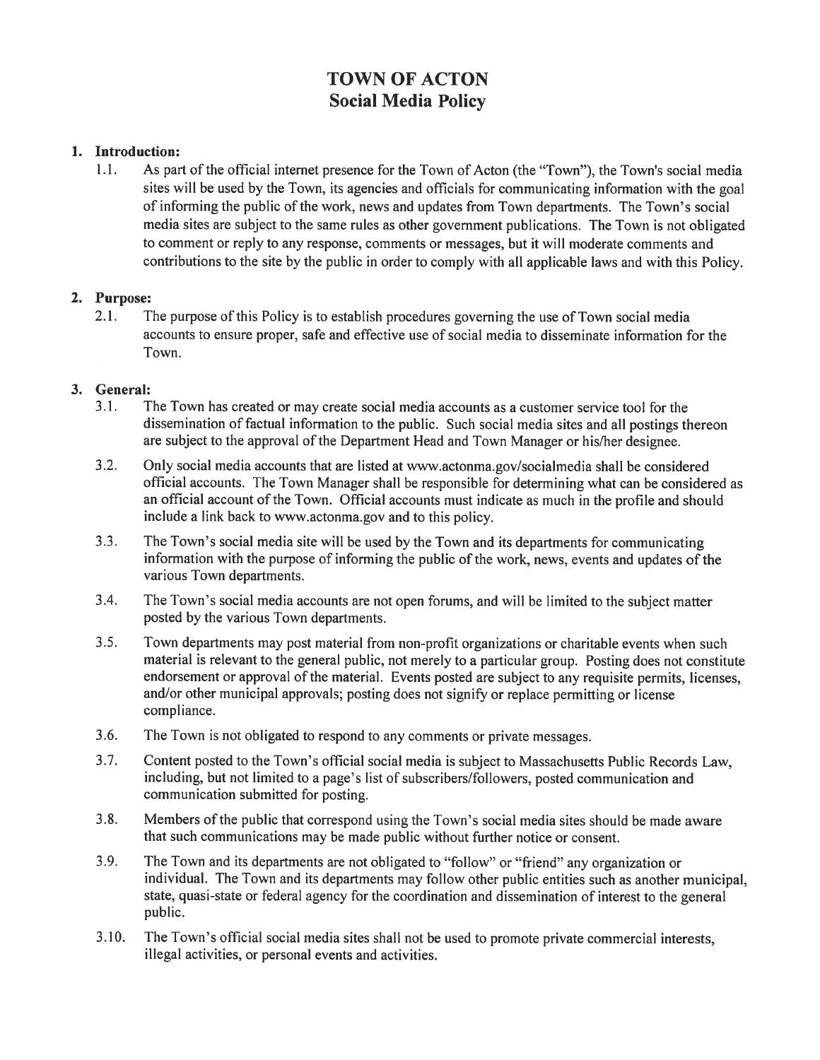# TOWN OF ACTON
## Social Media Policy

### 1. Introduction:

1.1. As part of the official internet presence for the Town of Acton (the "Town"), the Town's social media sites will be used by the Town, its agencies and officials for communicating information with the goal of informing the public of the work, news and updates from Town departments. The Town's social media sites are subject to the same rules as other government publications. The Town is not obligated to comment or reply to any response, comments or messages, but it will moderate comments and contributions to the site by the public in order to comply with all applicable laws and with this Policy.

### 2. Purpose:

2.1. The purpose of this Policy is to establish procedures governing the use of Town social media accounts to ensure proper, safe and effective use of social media to disseminate information for the Town.

### 3. General:

3.1. The Town has created or may create social media accounts as a customer service tool for the dissemination of factual information to the public. Such social media sites and all postings thereon are subject to the approval of the Department Head and Town Manager or his/her designee.

3.2. Only social media accounts that are listed at www.actonma.gov/socialmedia shall be considered official accounts. The Town Manager shall be responsible for determining what can be considered as an official account of the Town. Official accounts must indicate as much in the profile and should include a link back to www.actonma.gov and to this policy.

3.3. The Town's social media site will be used by the Town and its departments for communicating information with the purpose of informing the public of the work, news, events and updates of the various Town departments.

3.4. The Town's social media accounts are not open forums, and will be limited to the subject matter posted by the various Town departments.

3.5. Town departments may post material from non-profit organizations or charitable events when such material is relevant to the general public, not merely to a particular group. Posting does not constitute endorsement or approval of the material. Events posted are subject to any requisite permits, licenses, and/or other municipal approvals; posting does not signify or replace permitting or license compliance.

3.6. The Town is not obligated to respond to any comments or private messages.

3.7. Content posted to the Town's official social media is subject to Massachusetts Public Records Law, including, but not limited to a page's list of subscribers/followers, posted communication and communication submitted for posting.

3.8. Members of the public that correspond using the Town's social media sites should be made aware that such communications may be made public without further notice or consent.

3.9. The Town and its departments are not obligated to "follow" or "friend" any organization or individual. The Town and its departments may follow other public entities such as another municipal, state, quasi-state or federal agency for the coordination and dissemination of interest to the general public.

3.10. The Town's official social media sites shall not be used to promote private commercial interests, illegal activities, or personal events and activities.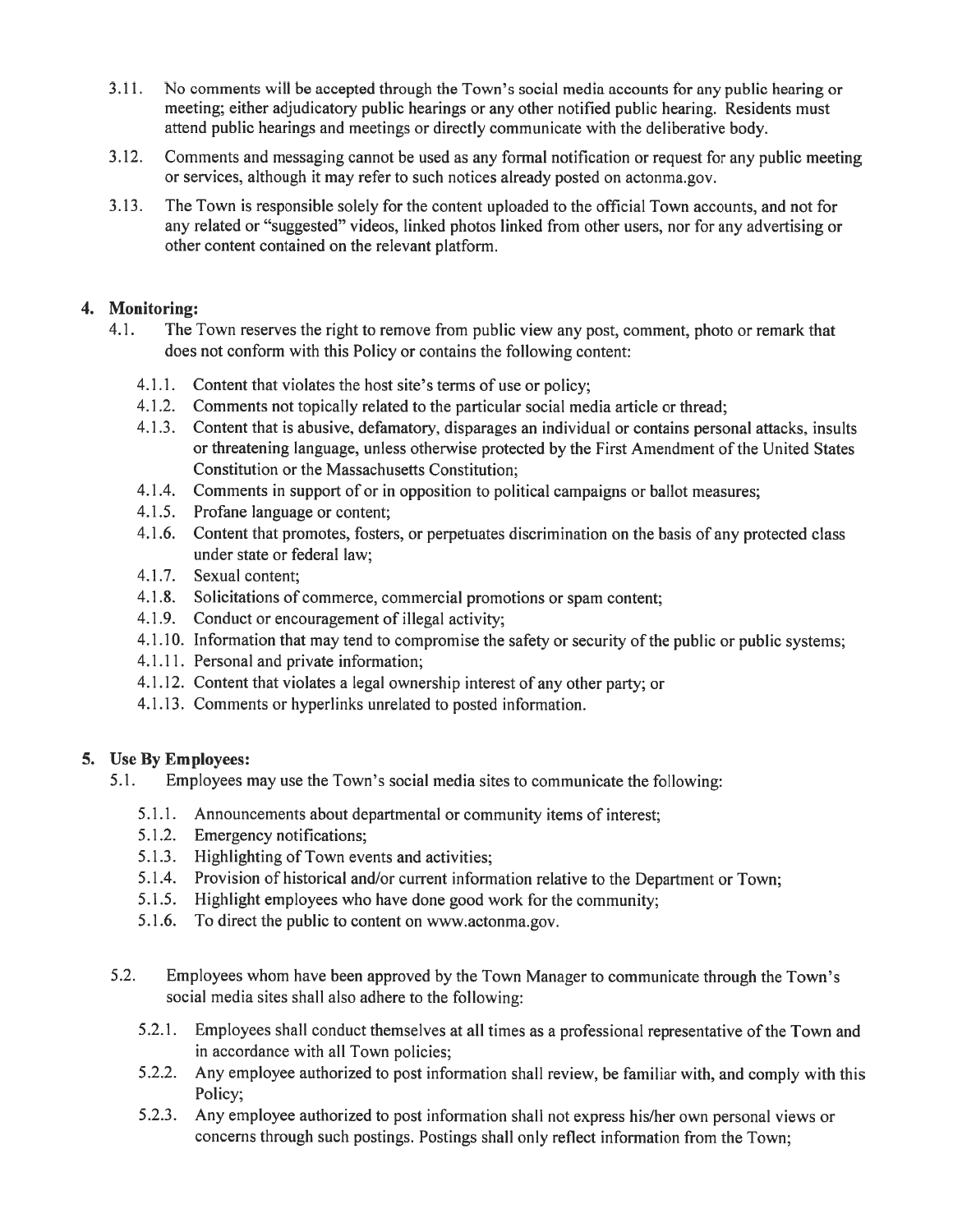3.11. No comments will be accepted through the Town's social media accounts for any public hearing or meeting; either adjudicatory public hearings or any other notified public hearing. Residents must attend public hearings and meetings or directly communicate with the deliberative body.

3.12. Comments and messaging cannot be used as any formal notification or request for any public meeting or services, although it may refer to such notices already posted on actonma.gov.

3.13. The Town is responsible solely for the content uploaded to the official Town accounts, and not for any related or "suggested" videos, linked photos linked from other users, nor for any advertising or other content contained on the relevant platform.

## 4. Monitoring:

4.1. The Town reserves the right to remove from public view any post, comment, photo or remark that does not conform with this Policy or contains the following content:

- 4.1.1. Content that violates the host site's terms of use or policy;
- 4.1.2. Comments not topically related to the particular social media article or thread;
- 4.1.3. Content that is abusive, defamatory, disparages an individual or contains personal attacks, insults or threatening language, unless otherwise protected by the First Amendment of the United States Constitution or the Massachusetts Constitution;
- 4.1.4. Comments in support of or in opposition to political campaigns or ballot measures;
- 4.1.5. Profane language or content;
- 4.1.6. Content that promotes, fosters, or perpetuates discrimination on the basis of any protected class under state or federal law;
- 4.1.7. Sexual content;
- 4.1.8. Solicitations of commerce, commercial promotions or spam content;
- 4.1.9. Conduct or encouragement of illegal activity;
- 4.1.10. Information that may tend to compromise the safety or security of the public or public systems;
- 4.1.11. Personal and private information;
- 4.1.12. Content that violates a legal ownership interest of any other party; or
- 4.1.13. Comments or hyperlinks unrelated to posted information.

## 5. Use By Employees:

5.1. Employees may use the Town's social media sites to communicate the following:

- 5.1.1. Announcements about departmental or community items of interest;
- 5.1.2. Emergency notifications;
- 5.1.3. Highlighting of Town events and activities;
- 5.1.4. Provision of historical and/or current information relative to the Department or Town;
- 5.1.5. Highlight employees who have done good work for the community;
- 5.1.6. To direct the public to content on www.actonma.gov.

5.2. Employees whom have been approved by the Town Manager to communicate through the Town's social media sites shall also adhere to the following:

- 5.2.1. Employees shall conduct themselves at all times as a professional representative of the Town and in accordance with all Town policies;
- 5.2.2. Any employee authorized to post information shall review, be familiar with, and comply with this Policy;
- 5.2.3. Any employee authorized to post information shall not express his/her own personal views or concerns through such postings. Postings shall only reflect information from the Town;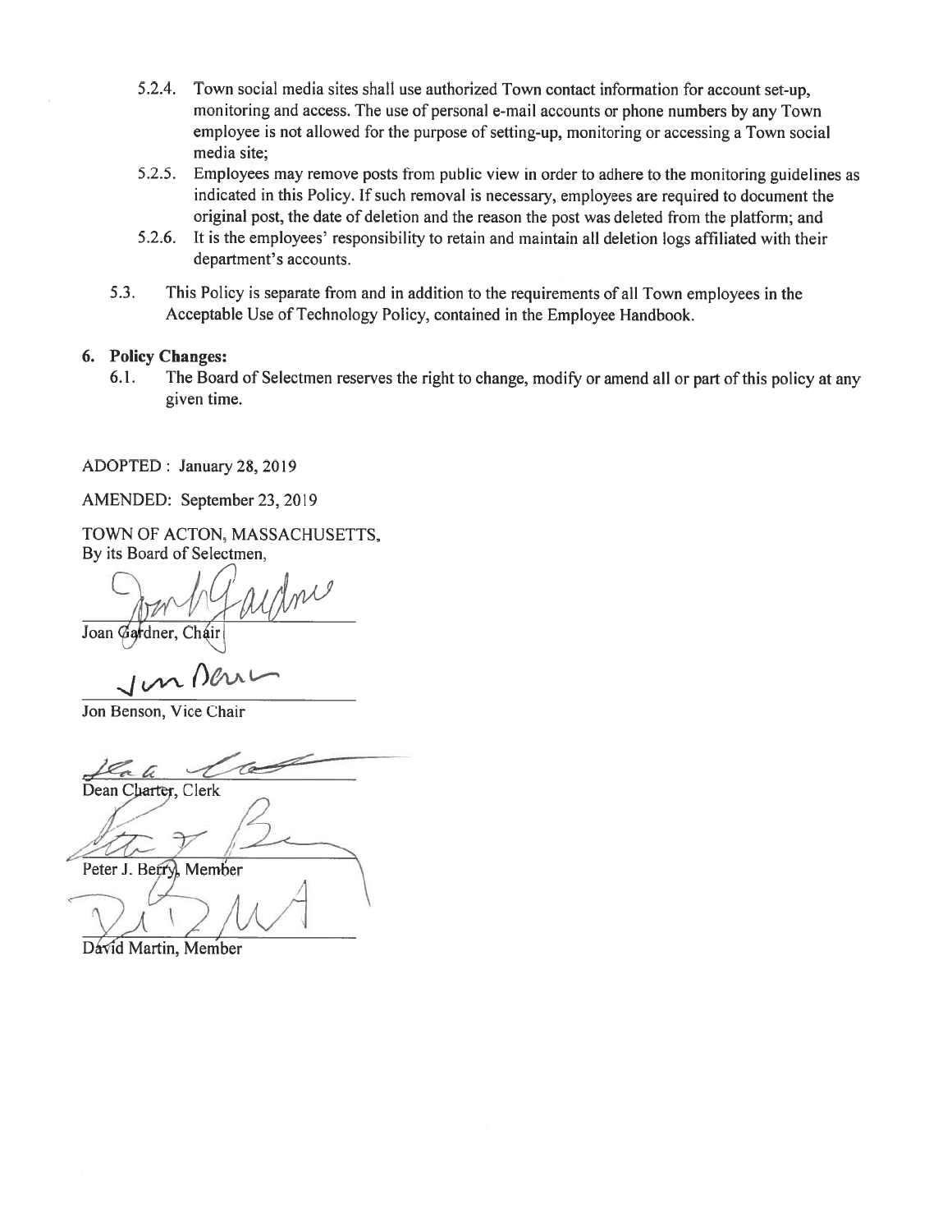5.2.4. Town social media sites shall use authorized Town contact information for account set-up, monitoring and access. The use of personal e-mail accounts or phone numbers by any Town employee is not allowed for the purpose of setting-up, monitoring or accessing a Town social media site;

5.2.5. Employees may remove posts from public view in order to adhere to the monitoring guidelines as indicated in this Policy. If such removal is necessary, employees are required to document the original post, the date of deletion and the reason the post was deleted from the platform; and

5.2.6. It is the employees' responsibility to retain and maintain all deletion logs affiliated with their department's accounts.

5.3. This Policy is separate from and in addition to the requirements of all Town employees in the Acceptable Use of Technology Policy, contained in the Employee Handbook.

## 6. Policy Changes:

6.1. The Board of Selectmen reserves the right to change, modify or amend all or part of this policy at any given time.

ADOPTED : January 28, 2019

AMENDED: September 23, 2019

TOWN OF ACTON, MASSACHUSETTS,
By its Board of Selectmen,

Joan Gardner, Chair

Jon Benson, Vice Chair

Dean Charter, Clerk

Peter J. Berry, Member

David Martin, Member